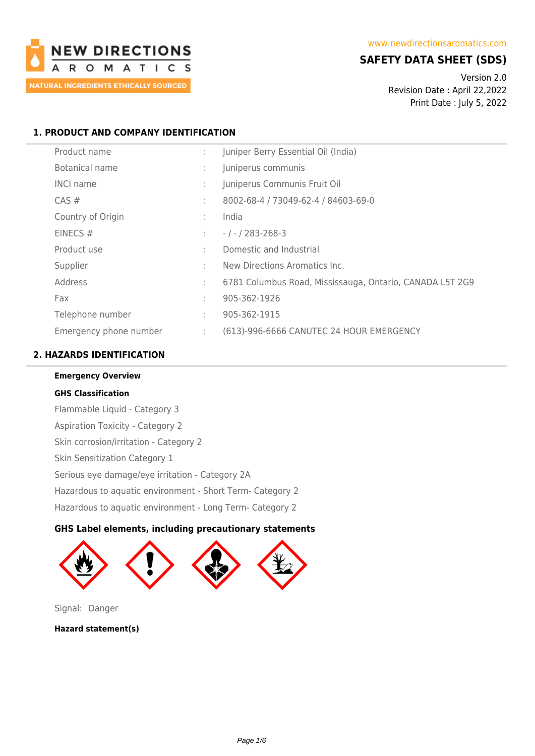NEW DIRECTIONS AROMATICS
NATURAL INGREDIENTS ETHICALLY SOURCED

www.newdirectionsaromatics.com

# SAFETY DATA SHEET (SDS)

Version 2.0
Revision Date : April 22,2022
Print Date : July 5, 2022

## 1. PRODUCT AND COMPANY IDENTIFICATION

| | | |
|---|---|---|
| Product name | : | Juniper Berry Essential Oil (India) |
| Botanical name | : | Juniperus communis |
| INCI name | : | Juniperus Communis Fruit Oil |
| CAS # | : | 8002-68-4 / 73049-62-4 / 84603-69-0 |
| Country of Origin | : | India |
| EINECS # | : | - / - / 283-268-3 |
| Product use | : | Domestic and Industrial |
| Supplier | : | New Directions Aromatics Inc. |
| Address | : | 6781 Columbus Road, Mississauga, Ontario, CANADA L5T 2G9 |
| Fax | : | 905-362-1926 |
| Telephone number | : | 905-362-1915 |
| Emergency phone number | : | (613)-996-6666 CANUTEC 24 HOUR EMERGENCY |

## 2. HAZARDS IDENTIFICATION

**Emergency Overview**

**GHS Classification**

Flammable Liquid - Category 3

Aspiration Toxicity - Category 2

Skin corrosion/irritation - Category 2

Skin Sensitization Category 1

Serious eye damage/eye irritation - Category 2A

Hazardous to aquatic environment - Short Term- Category 2

Hazardous to aquatic environment - Long Term- Category 2

**GHS Label elements, including precautionary statements**

Signal: Danger

**Hazard statement(s)**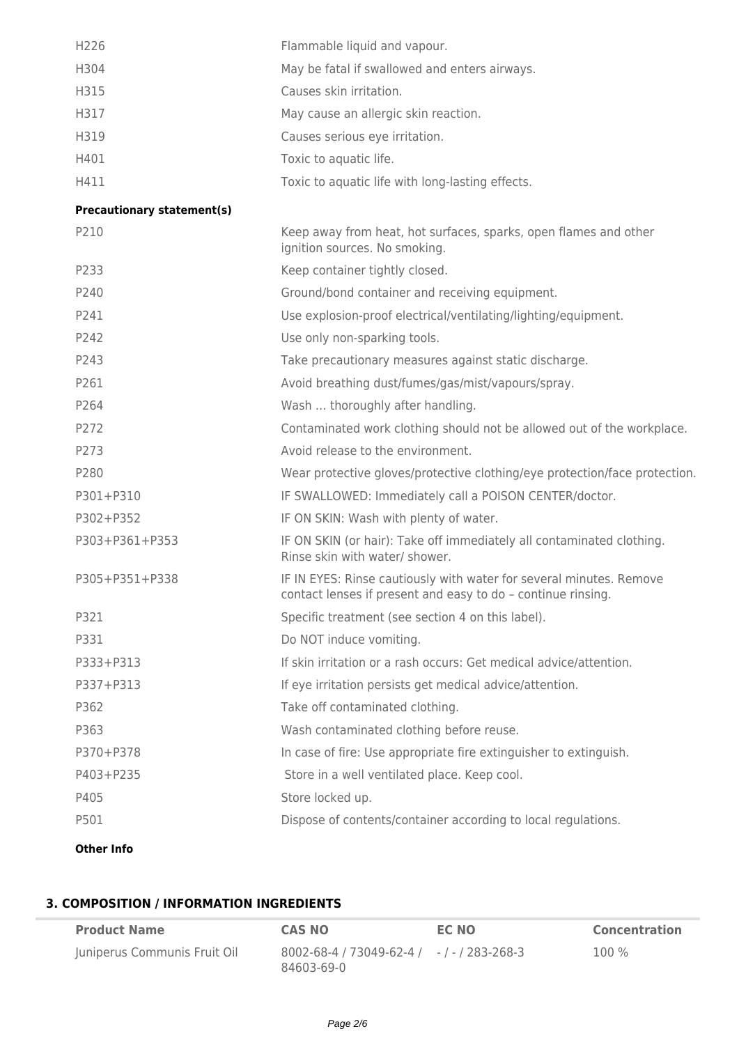| | |
|---|---|
| H226 | Flammable liquid and vapour. |
| H304 | May be fatal if swallowed and enters airways. |
| H315 | Causes skin irritation. |
| H317 | May cause an allergic skin reaction. |
| H319 | Causes serious eye irritation. |
| H401 | Toxic to aquatic life. |
| H411 | Toxic to aquatic life with long-lasting effects. |

**Precautionary statement(s)**

| | |
|---|---|
| P210 | Keep away from heat, hot surfaces, sparks, open flames and other ignition sources. No smoking. |
| P233 | Keep container tightly closed. |
| P240 | Ground/bond container and receiving equipment. |
| P241 | Use explosion-proof electrical/ventilating/lighting/equipment. |
| P242 | Use only non-sparking tools. |
| P243 | Take precautionary measures against static discharge. |
| P261 | Avoid breathing dust/fumes/gas/mist/vapours/spray. |
| P264 | Wash … thoroughly after handling. |
| P272 | Contaminated work clothing should not be allowed out of the workplace. |
| P273 | Avoid release to the environment. |
| P280 | Wear protective gloves/protective clothing/eye protection/face protection. |
| P301+P310 | IF SWALLOWED: Immediately call a POISON CENTER/doctor. |
| P302+P352 | IF ON SKIN: Wash with plenty of water. |
| P303+P361+P353 | IF ON SKIN (or hair): Take off immediately all contaminated clothing. Rinse skin with water/ shower. |
| P305+P351+P338 | IF IN EYES: Rinse cautiously with water for several minutes. Remove contact lenses if present and easy to do – continue rinsing. |
| P321 | Specific treatment (see section 4 on this label). |
| P331 | Do NOT induce vomiting. |
| P333+P313 | If skin irritation or a rash occurs: Get medical advice/attention. |
| P337+P313 | If eye irritation persists get medical advice/attention. |
| P362 | Take off contaminated clothing. |
| P363 | Wash contaminated clothing before reuse. |
| P370+P378 | In case of fire: Use appropriate fire extinguisher to extinguish. |
| P403+P235 | Store in a well ventilated place. Keep cool. |
| P405 | Store locked up. |
| P501 | Dispose of contents/container according to local regulations. |

**Other Info**

## 3. COMPOSITION / INFORMATION INGREDIENTS

| Product Name | CAS NO | EC NO | Concentration |
|---|---|---|---|
| Juniperus Communis Fruit Oil | 8002-68-4 / 73049-62-4 / 84603-69-0 | - / - / 283-268-3 | 100 % |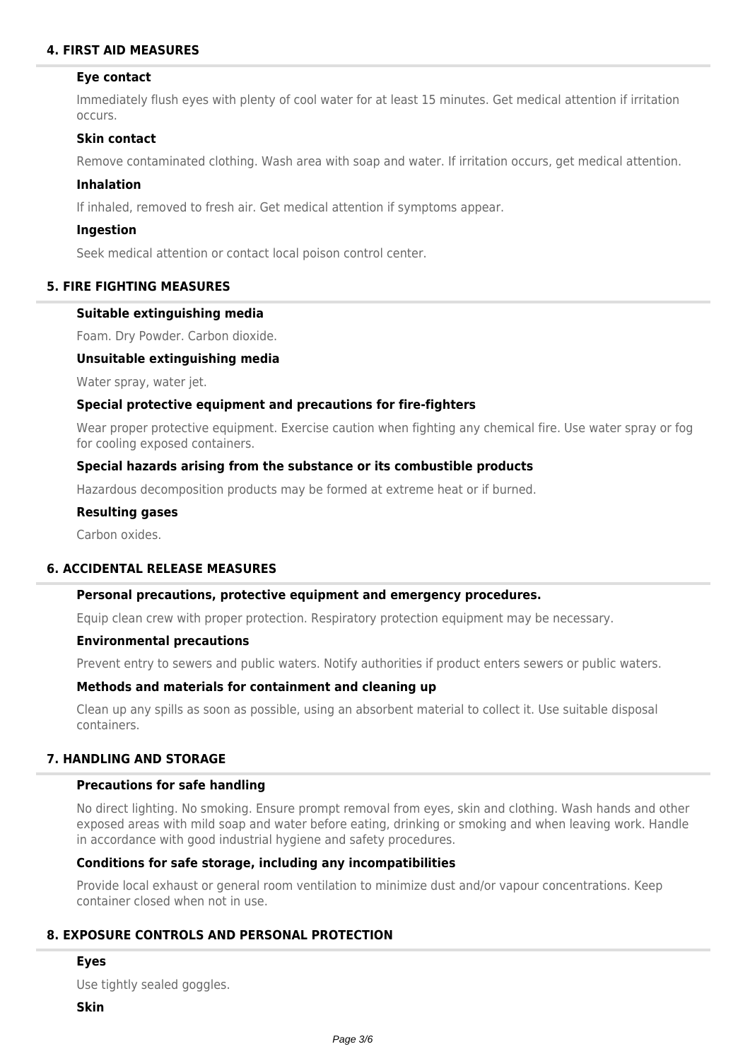## 4. FIRST AID MEASURES

### Eye contact

Immediately flush eyes with plenty of cool water for at least 15 minutes. Get medical attention if irritation occurs.

### Skin contact

Remove contaminated clothing. Wash area with soap and water. If irritation occurs, get medical attention.

### Inhalation

If inhaled, removed to fresh air. Get medical attention if symptoms appear.

### Ingestion

Seek medical attention or contact local poison control center.

## 5. FIRE FIGHTING MEASURES

### Suitable extinguishing media

Foam. Dry Powder. Carbon dioxide.

### Unsuitable extinguishing media

Water spray, water jet.

### Special protective equipment and precautions for fire-fighters

Wear proper protective equipment. Exercise caution when fighting any chemical fire. Use water spray or fog for cooling exposed containers.

### Special hazards arising from the substance or its combustible products

Hazardous decomposition products may be formed at extreme heat or if burned.

### Resulting gases

Carbon oxides.

## 6. ACCIDENTAL RELEASE MEASURES

### Personal precautions, protective equipment and emergency procedures.

Equip clean crew with proper protection. Respiratory protection equipment may be necessary.

### Environmental precautions

Prevent entry to sewers and public waters. Notify authorities if product enters sewers or public waters.

### Methods and materials for containment and cleaning up

Clean up any spills as soon as possible, using an absorbent material to collect it. Use suitable disposal containers.

## 7. HANDLING AND STORAGE

### Precautions for safe handling

No direct lighting. No smoking. Ensure prompt removal from eyes, skin and clothing. Wash hands and other exposed areas with mild soap and water before eating, drinking or smoking and when leaving work. Handle in accordance with good industrial hygiene and safety procedures.

### Conditions for safe storage, including any incompatibilities

Provide local exhaust or general room ventilation to minimize dust and/or vapour concentrations. Keep container closed when not in use.

## 8. EXPOSURE CONTROLS AND PERSONAL PROTECTION

### Eyes

Use tightly sealed goggles.

### Skin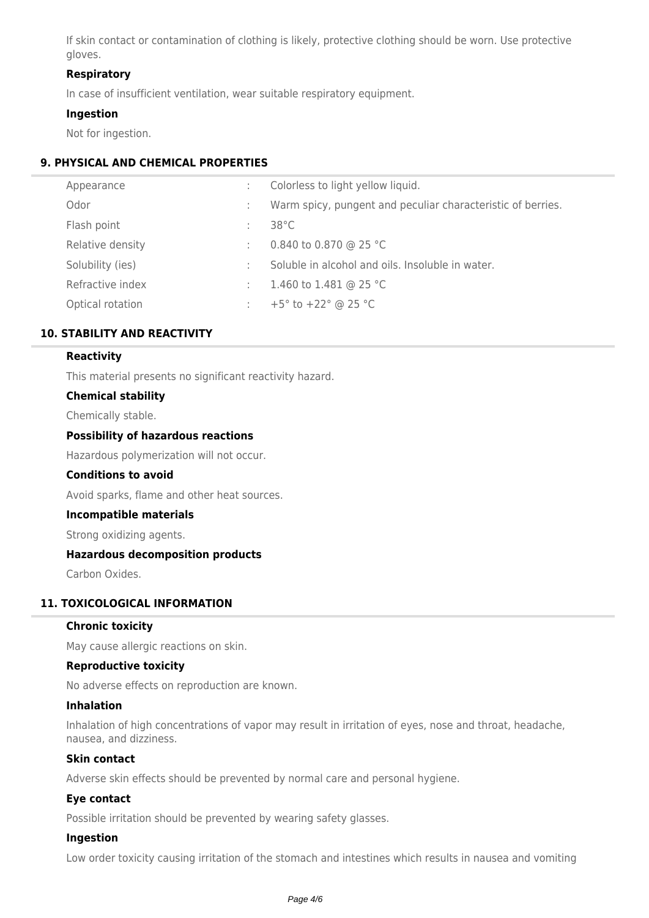If skin contact or contamination of clothing is likely, protective clothing should be worn. Use protective gloves.

**Respiratory**

In case of insufficient ventilation, wear suitable respiratory equipment.

**Ingestion**

Not for ingestion.

## 9. PHYSICAL AND CHEMICAL PROPERTIES

| | | |
|---|---|---|
| Appearance | : | Colorless to light yellow liquid. |
| Odor | : | Warm spicy, pungent and peculiar characteristic of berries. |
| Flash point | : | 38°C |
| Relative density | : | 0.840 to 0.870 @ 25 °C |
| Solubility (ies) | : | Soluble in alcohol and oils. Insoluble in water. |
| Refractive index | : | 1.460 to 1.481 @ 25 °C |
| Optical rotation | : | +5° to +22° @ 25 °C |

## 10. STABILITY AND REACTIVITY

**Reactivity**

This material presents no significant reactivity hazard.

**Chemical stability**

Chemically stable.

**Possibility of hazardous reactions**

Hazardous polymerization will not occur.

**Conditions to avoid**

Avoid sparks, flame and other heat sources.

**Incompatible materials**

Strong oxidizing agents.

**Hazardous decomposition products**

Carbon Oxides.

## 11. TOXICOLOGICAL INFORMATION

**Chronic toxicity**

May cause allergic reactions on skin.

**Reproductive toxicity**

No adverse effects on reproduction are known.

**Inhalation**

Inhalation of high concentrations of vapor may result in irritation of eyes, nose and throat, headache, nausea, and dizziness.

**Skin contact**

Adverse skin effects should be prevented by normal care and personal hygiene.

**Eye contact**

Possible irritation should be prevented by wearing safety glasses.

**Ingestion**

Low order toxicity causing irritation of the stomach and intestines which results in nausea and vomiting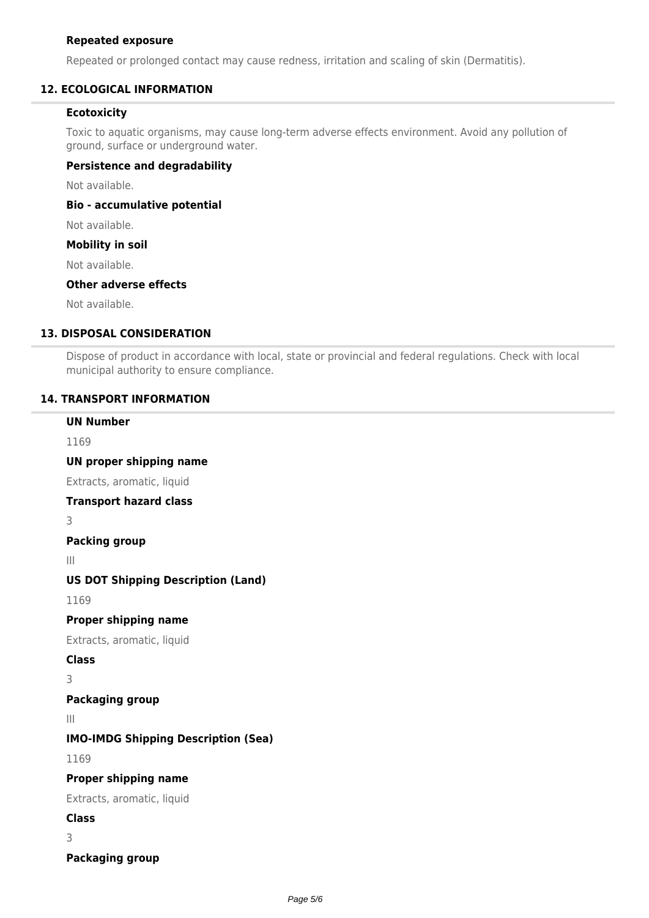### Repeated exposure

Repeated or prolonged contact may cause redness, irritation and scaling of skin (Dermatitis).

## 12. ECOLOGICAL INFORMATION

### Ecotoxicity

Toxic to aquatic organisms, may cause long-term adverse effects environment. Avoid any pollution of ground, surface or underground water.

### Persistence and degradability

Not available.

### Bio - accumulative potential

Not available.

### Mobility in soil

Not available.

### Other adverse effects

Not available.

## 13. DISPOSAL CONSIDERATION

Dispose of product in accordance with local, state or provincial and federal regulations. Check with local municipal authority to ensure compliance.

## 14. TRANSPORT INFORMATION

### UN Number

1169

### UN proper shipping name

Extracts, aromatic, liquid

### Transport hazard class

3

### Packing group

III

### US DOT Shipping Description (Land)

1169

### Proper shipping name

Extracts, aromatic, liquid

### Class

3

### Packaging group

III

### IMO-IMDG Shipping Description (Sea)

1169

### Proper shipping name

Extracts, aromatic, liquid

### Class

3

### Packaging group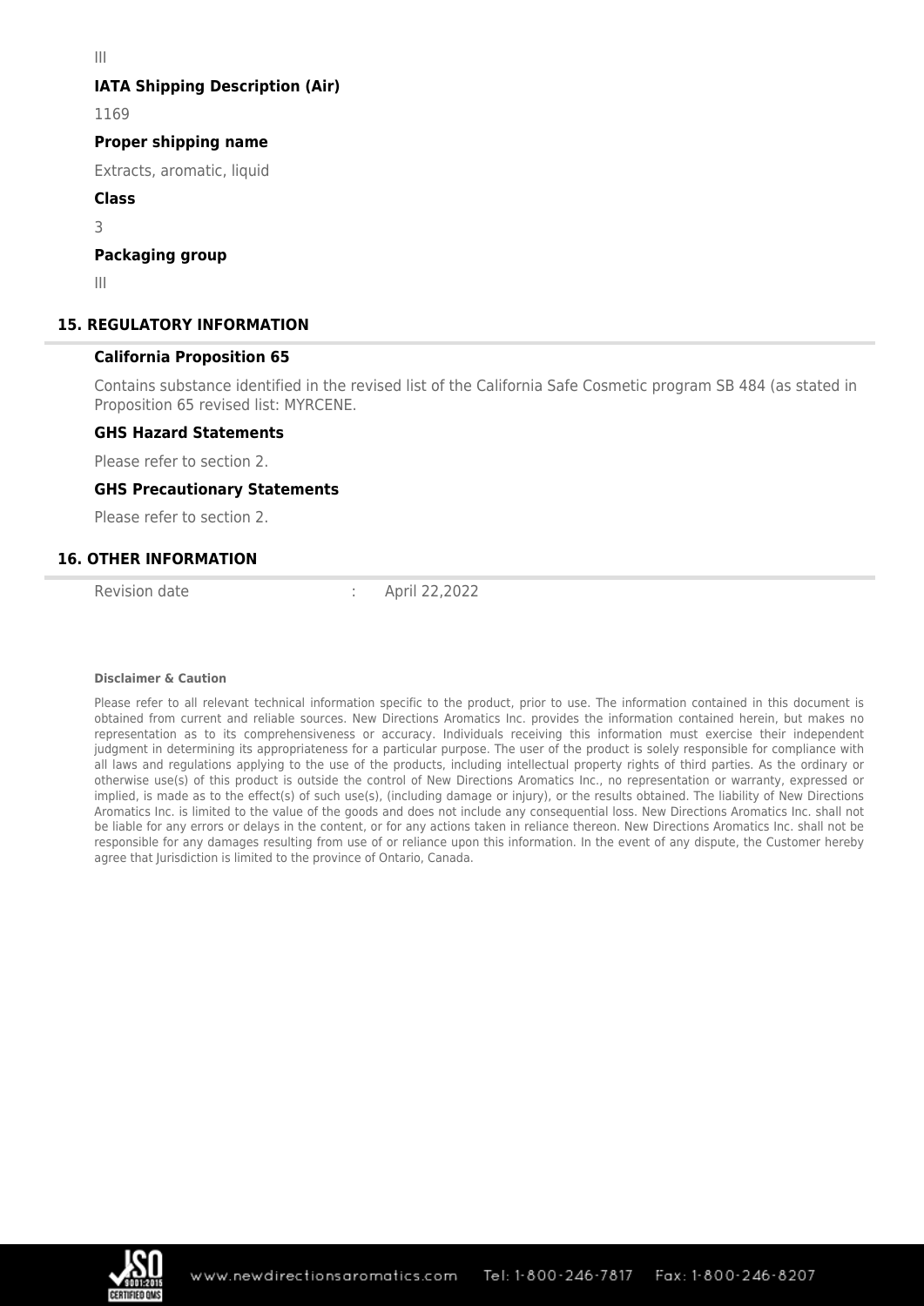III

**IATA Shipping Description (Air)**

1169

**Proper shipping name**

Extracts, aromatic, liquid

**Class**

3

**Packaging group**

III

## 15. REGULATORY INFORMATION

**California Proposition 65**

Contains substance identified in the revised list of the California Safe Cosmetic program SB 484 (as stated in Proposition 65 revised list: MYRCENE.

**GHS Hazard Statements**

Please refer to section 2.

**GHS Precautionary Statements**

Please refer to section 2.

## 16. OTHER INFORMATION

Revision date : April 22,2022

**Disclaimer & Caution**

Please refer to all relevant technical information specific to the product, prior to use. The information contained in this document is obtained from current and reliable sources. New Directions Aromatics Inc. provides the information contained herein, but makes no representation as to its comprehensiveness or accuracy. Individuals receiving this information must exercise their independent judgment in determining its appropriateness for a particular purpose. The user of the product is solely responsible for compliance with all laws and regulations applying to the use of the products, including intellectual property rights of third parties. As the ordinary or otherwise use(s) of this product is outside the control of New Directions Aromatics Inc., no representation or warranty, expressed or implied, is made as to the effect(s) of such use(s), (including damage or injury), or the results obtained. The liability of New Directions Aromatics Inc. is limited to the value of the goods and does not include any consequential loss. New Directions Aromatics Inc. shall not be liable for any errors or delays in the content, or for any actions taken in reliance thereon. New Directions Aromatics Inc. shall not be responsible for any damages resulting from use of or reliance upon this information. In the event of any dispute, the Customer hereby agree that Jurisdiction is limited to the province of Ontario, Canada.